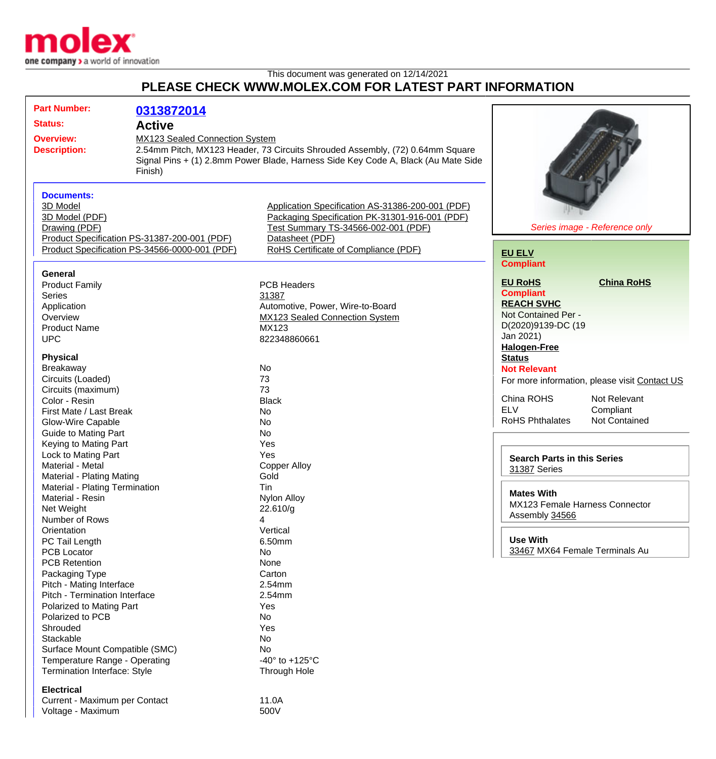This document was generated on 12/14/2021

## PLEASE CHECK WWW.MOLEX.COM FOR LATEST PART INFORMATION

| | |
|---|---|
| **Part Number:** | **0313872014** |
| **Status:** | **Active** |
| **Overview:** | MX123 Sealed Connection System |
| **Description:** | 2.54mm Pitch, MX123 Header, 73 Circuits Shrouded Assembly, (72) 0.64mm Square Signal Pins + (1) 2.8mm Power Blade, Harness Side Key Code A, Black (Au Mate Side Finish) |

*Series image - Reference only*

### Documents:

- 3D Model
- 3D Model (PDF)
- Drawing (PDF)
- Product Specification PS-31387-200-001 (PDF)
- Product Specification PS-34566-0000-001 (PDF)
- Application Specification AS-31386-200-001 (PDF)
- Packaging Specification PK-31301-916-001 (PDF)
- Test Summary TS-34566-002-001 (PDF)
- Datasheet (PDF)
- RoHS Certificate of Compliance (PDF)

**EU ELV**
**Compliant**

**EU RoHS** **China RoHS**
**Compliant**

**REACH SVHC**
Not Contained Per - D(2020)9139-DC (19 Jan 2021)

**Halogen-Free Status**
**Not Relevant**

For more information, please visit Contact US

| | |
|---|---|
| China ROHS | Not Relevant |
| ELV | Compliant |
| RoHS Phthalates | Not Contained |

**Search Parts in this Series**
31387 Series

**Mates With**
MX123 Female Harness Connector Assembly 34566

**Use With**
33467 MX64 Female Terminals Au

### General

| | |
|---|---|
| Product Family | PCB Headers |
| Series | 31387 |
| Application | Automotive, Power, Wire-to-Board |
| Overview | MX123 Sealed Connection System |
| Product Name | MX123 |
| UPC | 822348860661 |

### Physical

| | |
|---|---|
| Breakaway | No |
| Circuits (Loaded) | 73 |
| Circuits (maximum) | 73 |
| Color - Resin | Black |
| First Mate / Last Break | No |
| Glow-Wire Capable | No |
| Guide to Mating Part | No |
| Keying to Mating Part | Yes |
| Lock to Mating Part | Yes |
| Material - Metal | Copper Alloy |
| Material - Plating Mating | Gold |
| Material - Plating Termination | Tin |
| Material - Resin | Nylon Alloy |
| Net Weight | 22.610/g |
| Number of Rows | 4 |
| Orientation | Vertical |
| PC Tail Length | 6.50mm |
| PCB Locator | No |
| PCB Retention | None |
| Packaging Type | Carton |
| Pitch - Mating Interface | 2.54mm |
| Pitch - Termination Interface | 2.54mm |
| Polarized to Mating Part | Yes |
| Polarized to PCB | No |
| Shrouded | Yes |
| Stackable | No |
| Surface Mount Compatible (SMC) | No |
| Temperature Range - Operating | -40° to +125°C |
| Termination Interface: Style | Through Hole |

### Electrical

| | |
|---|---|
| Current - Maximum per Contact | 11.0A |
| Voltage - Maximum | 500V |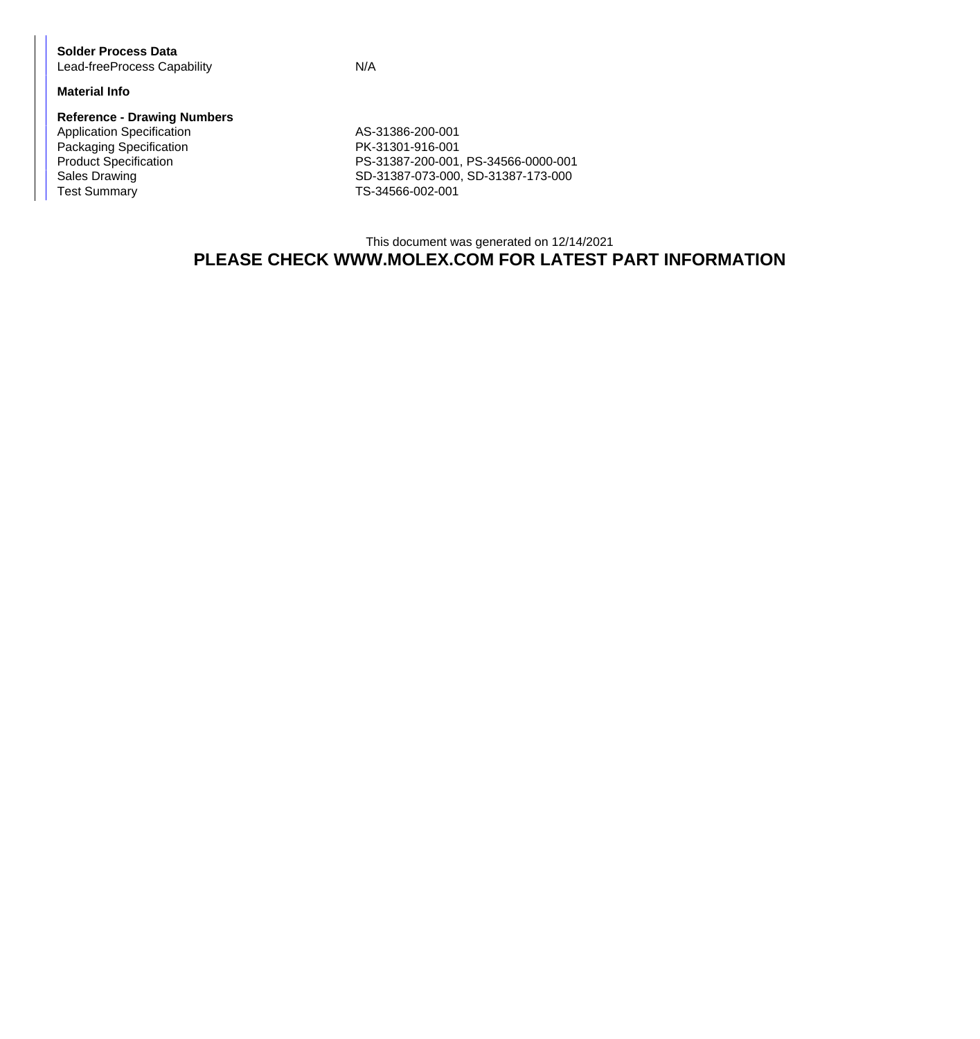**Solder Process Data**

| | |
|---|---|
| Lead-freeProcess Capability | N/A |

**Material Info**

**Reference - Drawing Numbers**

| | |
|---|---|
| Application Specification | AS-31386-200-001 |
| Packaging Specification | PK-31301-916-001 |
| Product Specification | PS-31387-200-001, PS-34566-0000-001 |
| Sales Drawing | SD-31387-073-000, SD-31387-173-000 |
| Test Summary | TS-34566-002-001 |

This document was generated on 12/14/2021

**PLEASE CHECK WWW.MOLEX.COM FOR LATEST PART INFORMATION**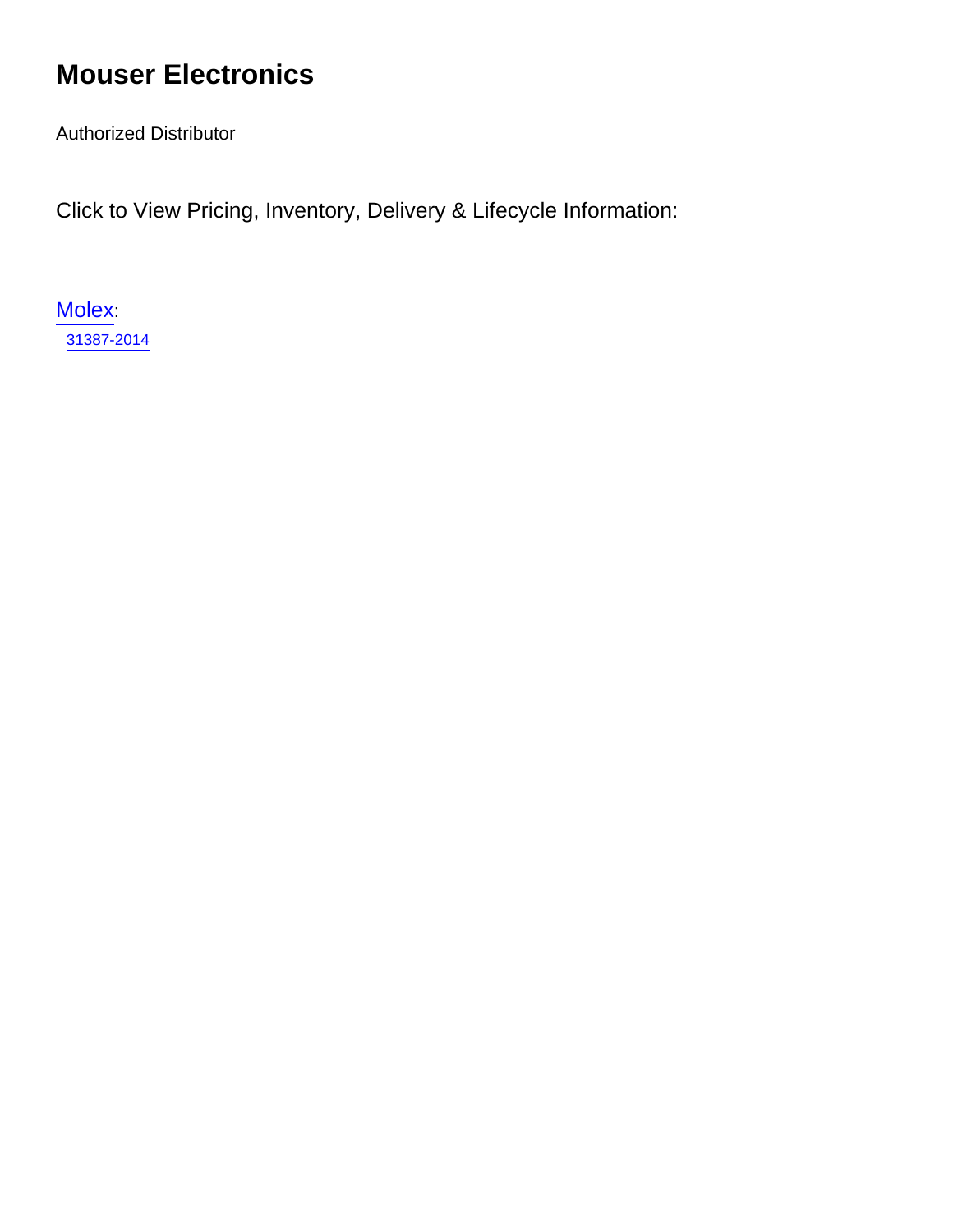# Mouser Electronics

Authorized Distributor

Click to View Pricing, Inventory, Delivery & Lifecycle Information:

Molex:

31387-2014